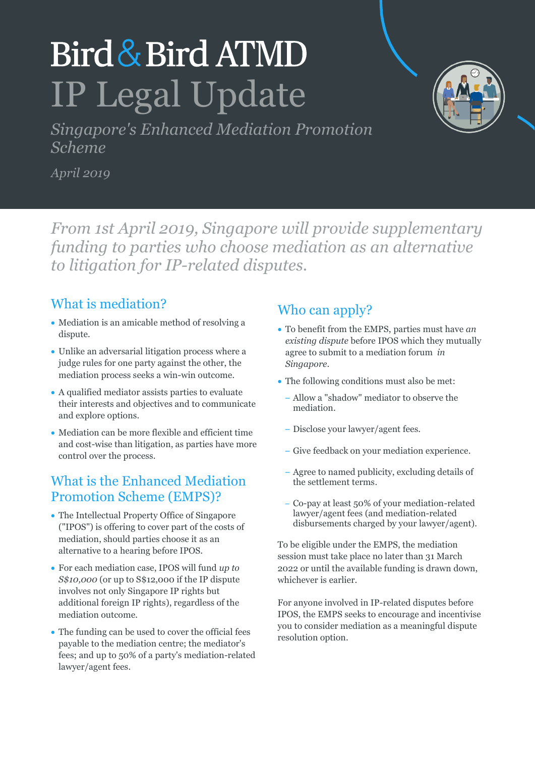# Bird & Bird ATMD

# IP Legal Update

*Singapore's Enhanced Mediation Promotion Scheme*

*April 2019*

*From 1st April 2019, Singapore will provide supplementary funding to parties who choose mediation as an alternative to litigation for IP-related disputes.*

## What is mediation?

- Mediation is an amicable method of resolving a dispute.
- Unlike an adversarial litigation process where a judge rules for one party against the other, the mediation process seeks a win-win outcome.
- A qualified mediator assists parties to evaluate their interests and objectives and to communicate and explore options.
- Mediation can be more flexible and efficient time and cost-wise than litigation, as parties have more control over the process.

## What is the Enhanced Mediation Promotion Scheme (EMPS)?

- The Intellectual Property Office of Singapore ("IPOS") is offering to cover part of the costs of mediation, should parties choose it as an alternative to a hearing before IPOS.
- For each mediation case, IPOS will fund *up to S$10,000* (or up to S$12,000 if the IP dispute involves not only Singapore IP rights but additional foreign IP rights), regardless of the mediation outcome.
- The funding can be used to cover the official fees payable to the mediation centre; the mediator's fees; and up to 50% of a party's mediation-related lawyer/agent fees.

## Who can apply?

- To benefit from the EMPS, parties must have *an existing dispute* before IPOS which they mutually agree to submit to a mediation forum *in Singapore*.
- The following conditions must also be met:
  - Allow a "shadow" mediator to observe the mediation.
  - Disclose your lawyer/agent fees.
  - Give feedback on your mediation experience.
  - Agree to named publicity, excluding details of the settlement terms.
  - Co-pay at least 50% of your mediation-related lawyer/agent fees (and mediation-related disbursements charged by your lawyer/agent).

To be eligible under the EMPS, the mediation session must take place no later than 31 March 2022 or until the available funding is drawn down, whichever is earlier.

For anyone involved in IP-related disputes before IPOS, the EMPS seeks to encourage and incentivise you to consider mediation as a meaningful dispute resolution option.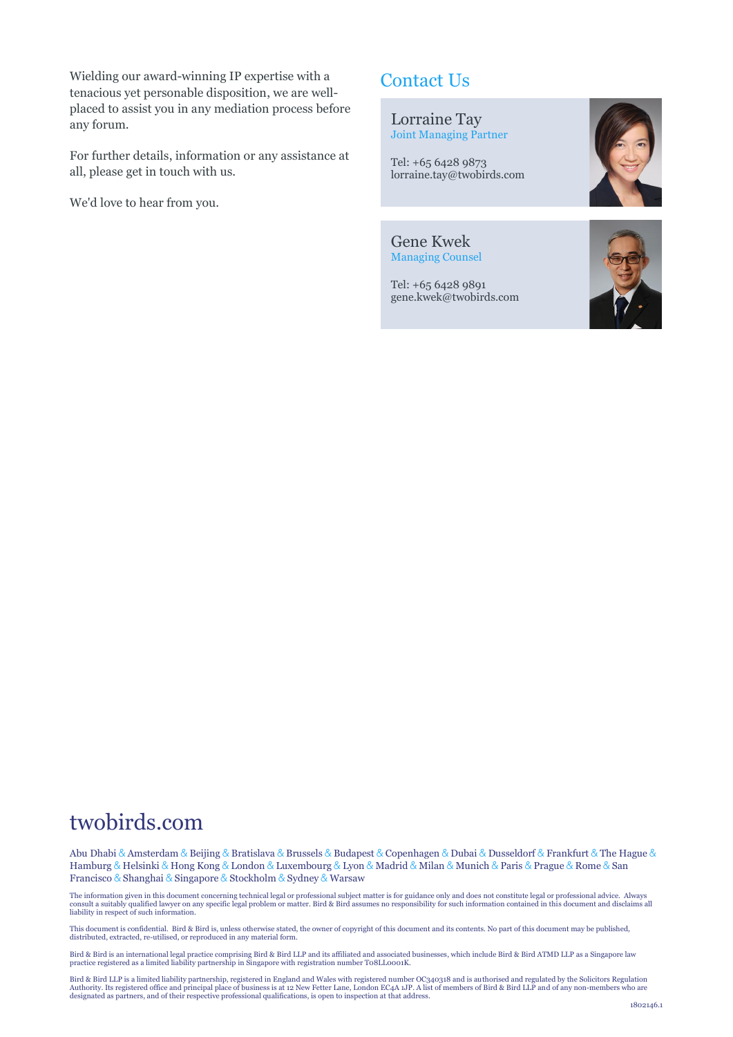Wielding our award-winning IP expertise with a tenacious yet personable disposition, we are well-placed to assist you in any mediation process before any forum.

For further details, information or any assistance at all, please get in touch with us.

We'd love to hear from you.

## Contact Us

**Lorraine Tay**
Joint Managing Partner

Tel: +65 6428 9873
lorraine.tay@twobirds.com

**Gene Kwek**
Managing Counsel

Tel: +65 6428 9891
gene.kwek@twobirds.com

# twobirds.com

Abu Dhabi & Amsterdam & Beijing & Bratislava & Brussels & Budapest & Copenhagen & Dubai & Dusseldorf & Frankfurt & The Hague & Hamburg & Helsinki & Hong Kong & London & Luxembourg & Lyon & Madrid & Milan & Munich & Paris & Prague & Rome & San Francisco & Shanghai & Singapore & Stockholm & Sydney & Warsaw

The information given in this document concerning technical legal or professional subject matter is for guidance only and does not constitute legal or professional advice. Always consult a suitably qualified lawyer on any specific legal problem or matter. Bird & Bird assumes no responsibility for such information contained in this document and disclaims all liability in respect of such information.

This document is confidential. Bird & Bird is, unless otherwise stated, the owner of copyright of this document and its contents. No part of this document may be published, distributed, extracted, re-utilised, or reproduced in any material form.

Bird & Bird is an international legal practice comprising Bird & Bird LLP and its affiliated and associated businesses, which include Bird & Bird ATMD LLP as a Singapore law practice registered as a limited liability partnership in Singapore with registration number T08LL0001K.

Bird & Bird LLP is a limited liability partnership, registered in England and Wales with registered number OC340318 and is authorised and regulated by the Solicitors Regulation Authority. Its registered office and principal place of business is at 12 New Fetter Lane, London EC4A 1JP. A list of members of Bird & Bird LLP and of any non-members who are designated as partners, and of their respective professional qualifications, is open to inspection at that address.

1802146.1